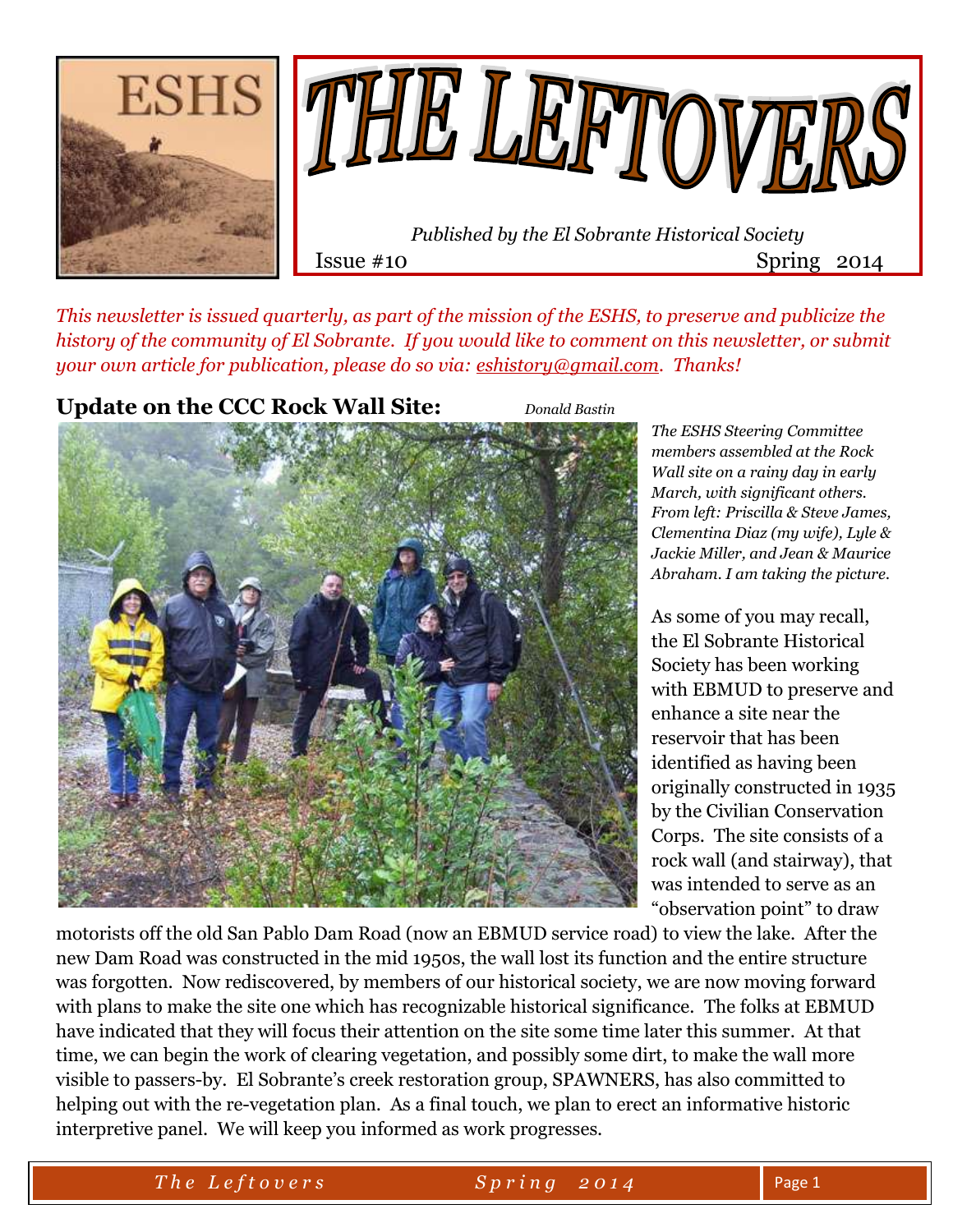# THE LEFTOVERS

*Published by the El Sobrante Historical Society*

Issue #10 Spring 2014

*This newsletter is issued quarterly, as part of the mission of the ESHS, to preserve and publicize the history of the community of El Sobrante. If you would like to comment on this newsletter, or submit your own article for publication, please do so via: eshistory@gmail.com. Thanks!*

## Update on the CCC Rock Wall Site:

*Donald Bastin*

*The ESHS Steering Committee members assembled at the Rock Wall site on a rainy day in early March, with significant others. From left: Priscilla & Steve James, Clementina Diaz (my wife), Lyle & Jackie Miller, and Jean & Maurice Abraham. I am taking the picture.*

As some of you may recall, the El Sobrante Historical Society has been working with EBMUD to preserve and enhance a site near the reservoir that has been identified as having been originally constructed in 1935 by the Civilian Conservation Corps. The site consists of a rock wall (and stairway), that was intended to serve as an "observation point" to draw motorists off the old San Pablo Dam Road (now an EBMUD service road) to view the lake. After the new Dam Road was constructed in the mid 1950s, the wall lost its function and the entire structure was forgotten. Now rediscovered, by members of our historical society, we are now moving forward with plans to make the site one which has recognizable historical significance. The folks at EBMUD have indicated that they will focus their attention on the site some time later this summer. At that time, we can begin the work of clearing vegetation, and possibly some dirt, to make the wall more visible to passers-by. El Sobrante's creek restoration group, SPAWNERS, has also committed to helping out with the re-vegetation plan. As a final touch, we plan to erect an informative historic interpretive panel. We will keep you informed as work progresses.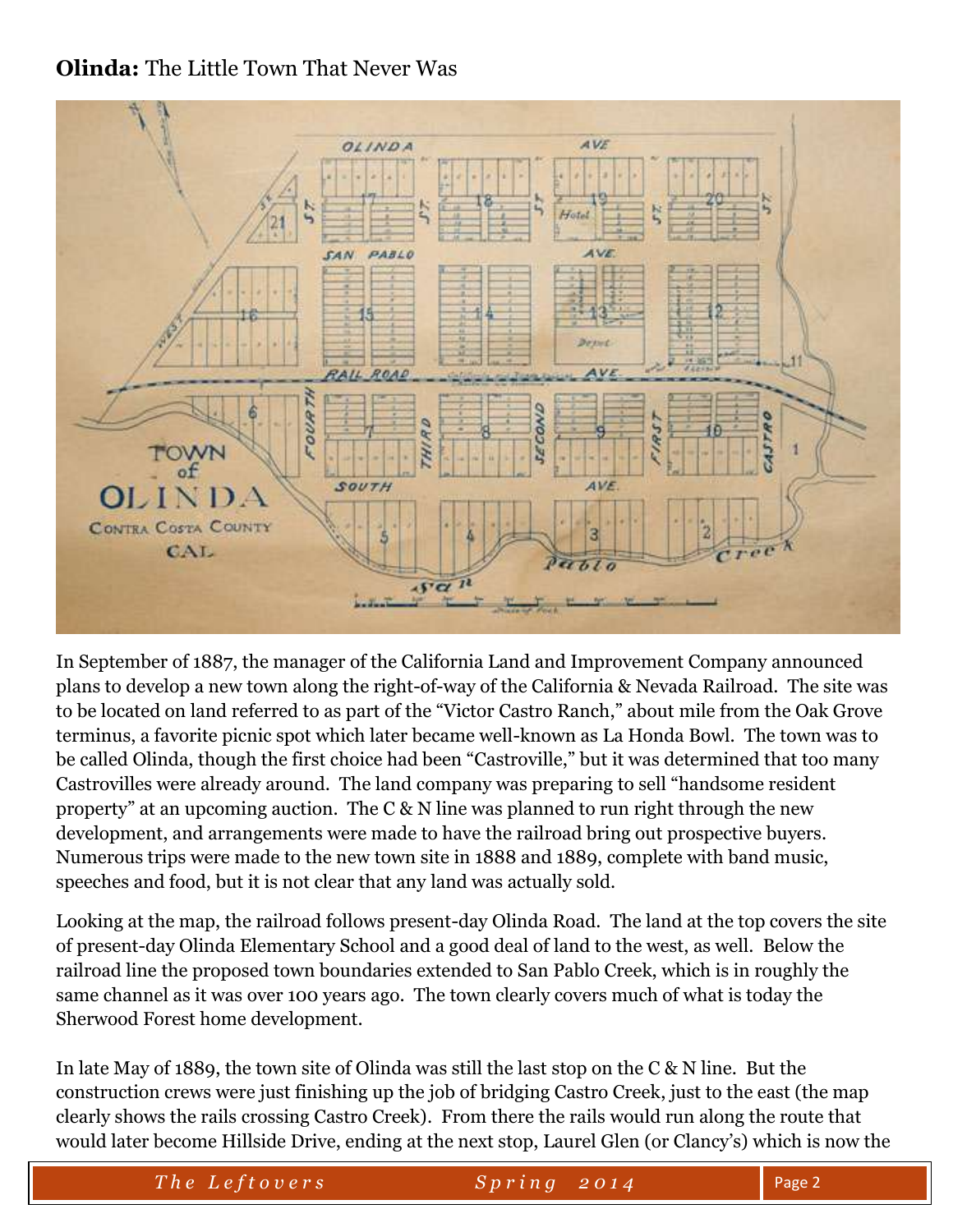**Olinda:** The Little Town That Never Was

In September of 1887, the manager of the California Land and Improvement Company announced plans to develop a new town along the right-of-way of the California & Nevada Railroad. The site was to be located on land referred to as part of the "Victor Castro Ranch," about mile from the Oak Grove terminus, a favorite picnic spot which later became well-known as La Honda Bowl. The town was to be called Olinda, though the first choice had been "Castroville," but it was determined that too many Castrovilles were already around. The land company was preparing to sell "handsome resident property" at an upcoming auction. The C & N line was planned to run right through the new development, and arrangements were made to have the railroad bring out prospective buyers. Numerous trips were made to the new town site in 1888 and 1889, complete with band music, speeches and food, but it is not clear that any land was actually sold.

Looking at the map, the railroad follows present-day Olinda Road. The land at the top covers the site of present-day Olinda Elementary School and a good deal of land to the west, as well. Below the railroad line the proposed town boundaries extended to San Pablo Creek, which is in roughly the same channel as it was over 100 years ago. The town clearly covers much of what is today the Sherwood Forest home development.

In late May of 1889, the town site of Olinda was still the last stop on the C & N line. But the construction crews were just finishing up the job of bridging Castro Creek, just to the east (the map clearly shows the rails crossing Castro Creek). From there the rails would run along the route that would later become Hillside Drive, ending at the next stop, Laurel Glen (or Clancy's) which is now the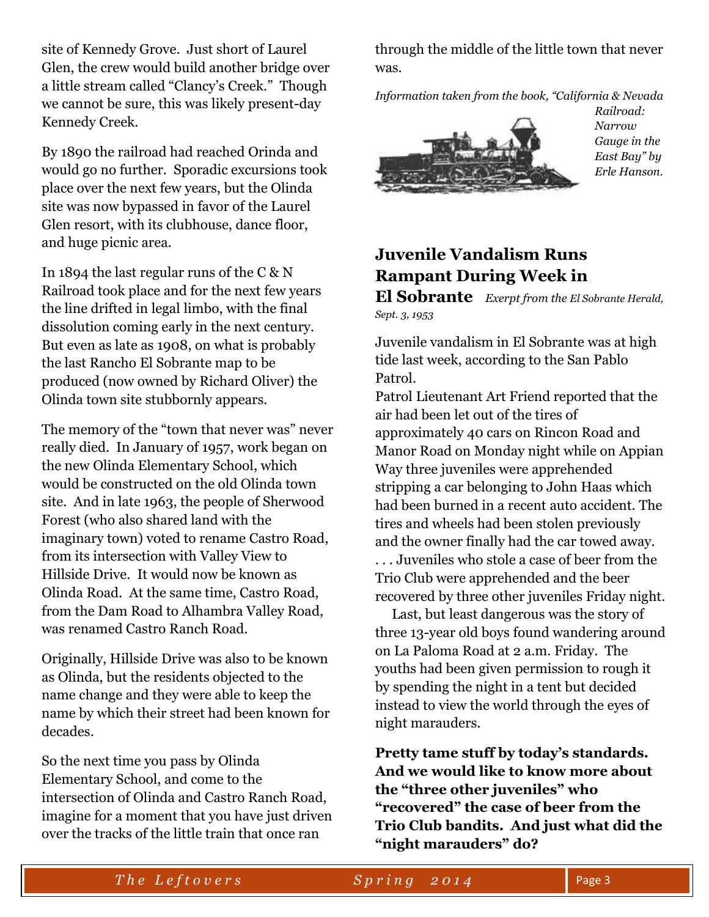site of Kennedy Grove. Just short of Laurel Glen, the crew would build another bridge over a little stream called "Clancy's Creek." Though we cannot be sure, this was likely present-day Kennedy Creek.

By 1890 the railroad had reached Orinda and would go no further. Sporadic excursions took place over the next few years, but the Olinda site was now bypassed in favor of the Laurel Glen resort, with its clubhouse, dance floor, and huge picnic area.

In 1894 the last regular runs of the C & N Railroad took place and for the next few years the line drifted in legal limbo, with the final dissolution coming early in the next century. But even as late as 1908, on what is probably the last Rancho El Sobrante map to be produced (now owned by Richard Oliver) the Olinda town site stubbornly appears.

The memory of the "town that never was" never really died. In January of 1957, work began on the new Olinda Elementary School, which would be constructed on the old Olinda town site. And in late 1963, the people of Sherwood Forest (who also shared land with the imaginary town) voted to rename Castro Road, from its intersection with Valley View to Hillside Drive. It would now be known as Olinda Road. At the same time, Castro Road, from the Dam Road to Alhambra Valley Road, was renamed Castro Ranch Road.

Originally, Hillside Drive was also to be known as Olinda, but the residents objected to the name change and they were able to keep the name by which their street had been known for decades.

So the next time you pass by Olinda Elementary School, and come to the intersection of Olinda and Castro Ranch Road, imagine for a moment that you have just driven over the tracks of the little train that once ran through the middle of the little town that never was.

*Information taken from the book, "California & Nevada Railroad: Narrow Gauge in the East Bay" by Erle Hanson.*

## Juvenile Vandalism Runs Rampant During Week in El Sobrante

*Exerpt from the El Sobrante Herald, Sept. 3, 1953*

Juvenile vandalism in El Sobrante was at high tide last week, according to the San Pablo Patrol.

Patrol Lieutenant Art Friend reported that the air had been let out of the tires of approximately 40 cars on Rincon Road and Manor Road on Monday night while on Appian Way three juveniles were apprehended stripping a car belonging to John Haas which had been burned in a recent auto accident. The tires and wheels had been stolen previously and the owner finally had the car towed away. . . . Juveniles who stole a case of beer from the Trio Club were apprehended and the beer recovered by three other juveniles Friday night.

Last, but least dangerous was the story of three 13-year old boys found wandering around on La Paloma Road at 2 a.m. Friday. The youths had been given permission to rough it by spending the night in a tent but decided instead to view the world through the eyes of night marauders.

**Pretty tame stuff by today's standards. And we would like to know more about the "three other juveniles" who "recovered" the case of beer from the Trio Club bandits. And just what did the "night marauders" do?**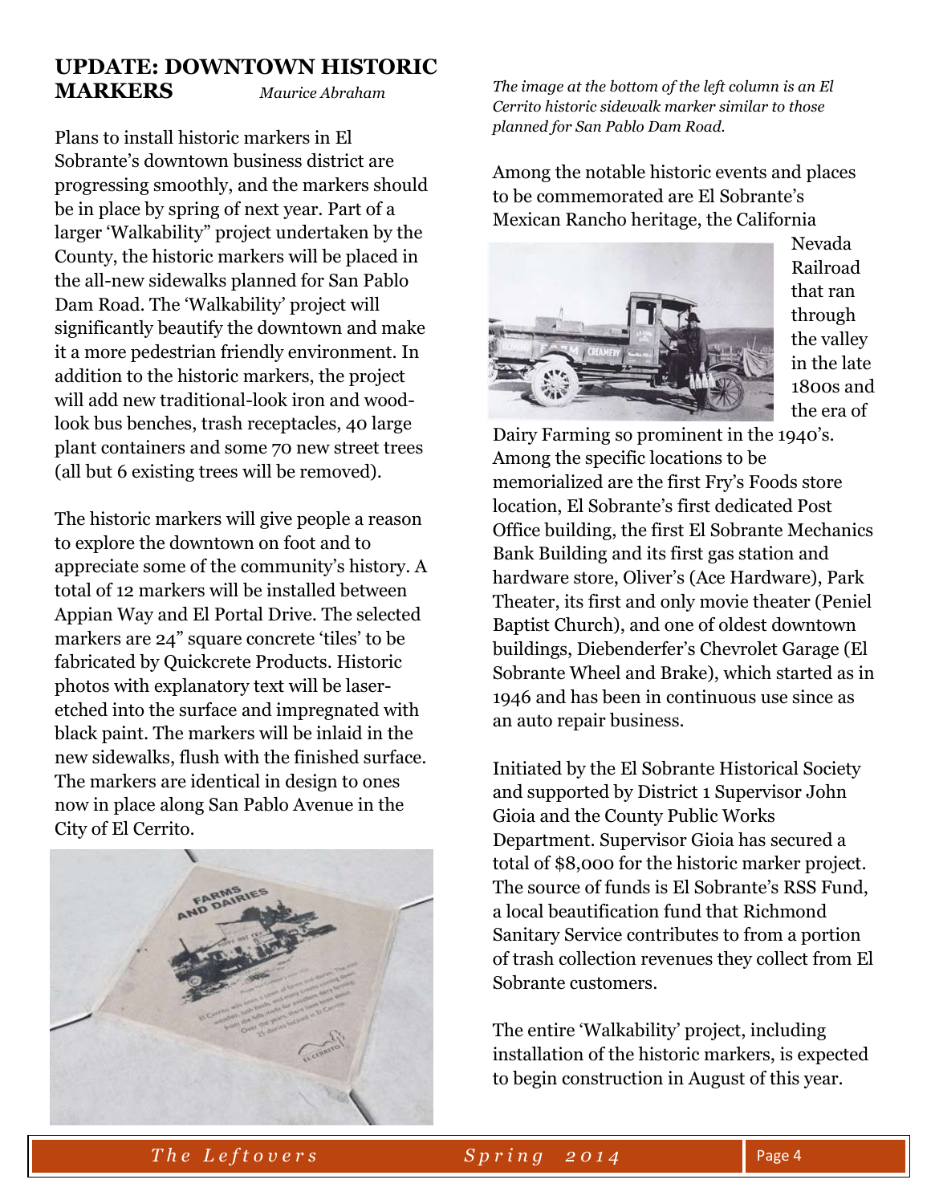## UPDATE: DOWNTOWN HISTORIC MARKERS

*Maurice Abraham*

Plans to install historic markers in El Sobrante's downtown business district are progressing smoothly, and the markers should be in place by spring of next year. Part of a larger 'Walkability" project undertaken by the County, the historic markers will be placed in the all-new sidewalks planned for San Pablo Dam Road. The 'Walkability' project will significantly beautify the downtown and make it a more pedestrian friendly environment. In addition to the historic markers, the project will add new traditional-look iron and wood-look bus benches, trash receptacles, 40 large plant containers and some 70 new street trees (all but 6 existing trees will be removed).

The historic markers will give people a reason to explore the downtown on foot and to appreciate some of the community's history. A total of 12 markers will be installed between Appian Way and El Portal Drive. The selected markers are 24" square concrete 'tiles' to be fabricated by Quickcrete Products. Historic photos with explanatory text will be laser-etched into the surface and impregnated with black paint. The markers will be inlaid in the new sidewalks, flush with the finished surface. The markers are identical in design to ones now in place along San Pablo Avenue in the City of El Cerrito.

*The image at the bottom of the left column is an El Cerrito historic sidewalk marker similar to those planned for San Pablo Dam Road.*

Among the notable historic events and places to be commemorated are El Sobrante's Mexican Rancho heritage, the California Nevada Railroad that ran through the valley in the late 1800s and the era of Dairy Farming so prominent in the 1940's. Among the specific locations to be memorialized are the first Fry's Foods store location, El Sobrante's first dedicated Post Office building, the first El Sobrante Mechanics Bank Building and its first gas station and hardware store, Oliver's (Ace Hardware), Park Theater, its first and only movie theater (Peniel Baptist Church), and one of oldest downtown buildings, Diebenderfer's Chevrolet Garage (El Sobrante Wheel and Brake), which started as in 1946 and has been in continuous use since as an auto repair business.

Initiated by the El Sobrante Historical Society and supported by District 1 Supervisor John Gioia and the County Public Works Department. Supervisor Gioia has secured a total of $8,000 for the historic marker project. The source of funds is El Sobrante's RSS Fund, a local beautification fund that Richmond Sanitary Service contributes to from a portion of trash collection revenues they collect from El Sobrante customers.

The entire 'Walkability' project, including installation of the historic markers, is expected to begin construction in August of this year.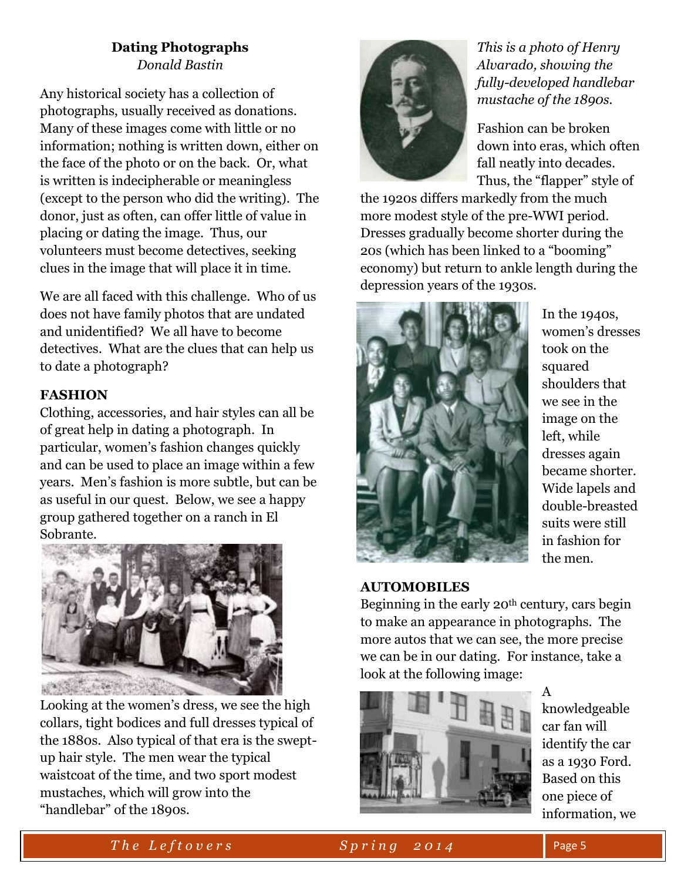## Dating Photographs

*Donald Bastin*

Any historical society has a collection of photographs, usually received as donations. Many of these images come with little or no information; nothing is written down, either on the face of the photo or on the back. Or, what is written is indecipherable or meaningless (except to the person who did the writing). The donor, just as often, can offer little of value in placing or dating the image. Thus, our volunteers must become detectives, seeking clues in the image that will place it in time.

We are all faced with this challenge. Who of us does not have family photos that are undated and unidentified? We all have to become detectives. What are the clues that can help us to date a photograph?

### FASHION

Clothing, accessories, and hair styles can all be of great help in dating a photograph. In particular, women's fashion changes quickly and can be used to place an image within a few years. Men's fashion is more subtle, but can be as useful in our quest. Below, we see a happy group gathered together on a ranch in El Sobrante.

Looking at the women's dress, we see the high collars, tight bodices and full dresses typical of the 1880s. Also typical of that era is the swept-up hair style. The men wear the typical waistcoat of the time, and two sport modest mustaches, which will grow into the "handlebar" of the 1890s.

*This is a photo of Henry Alvarado, showing the fully-developed handlebar mustache of the 1890s.*

Fashion can be broken down into eras, which often fall neatly into decades. Thus, the "flapper" style of the 1920s differs markedly from the much more modest style of the pre-WWI period. Dresses gradually become shorter during the 20s (which has been linked to a "booming" economy) but return to ankle length during the depression years of the 1930s.

In the 1940s, women's dresses took on the squared shoulders that we see in the image on the left, while dresses again became shorter. Wide lapels and double-breasted suits were still in fashion for the men.

### AUTOMOBILES

Beginning in the early 20th century, cars begin to make an appearance in photographs. The more autos that we can see, the more precise we can be in our dating. For instance, take a look at the following image:

A knowledgeable car fan will identify the car as a 1930 Ford. Based on this one piece of information, we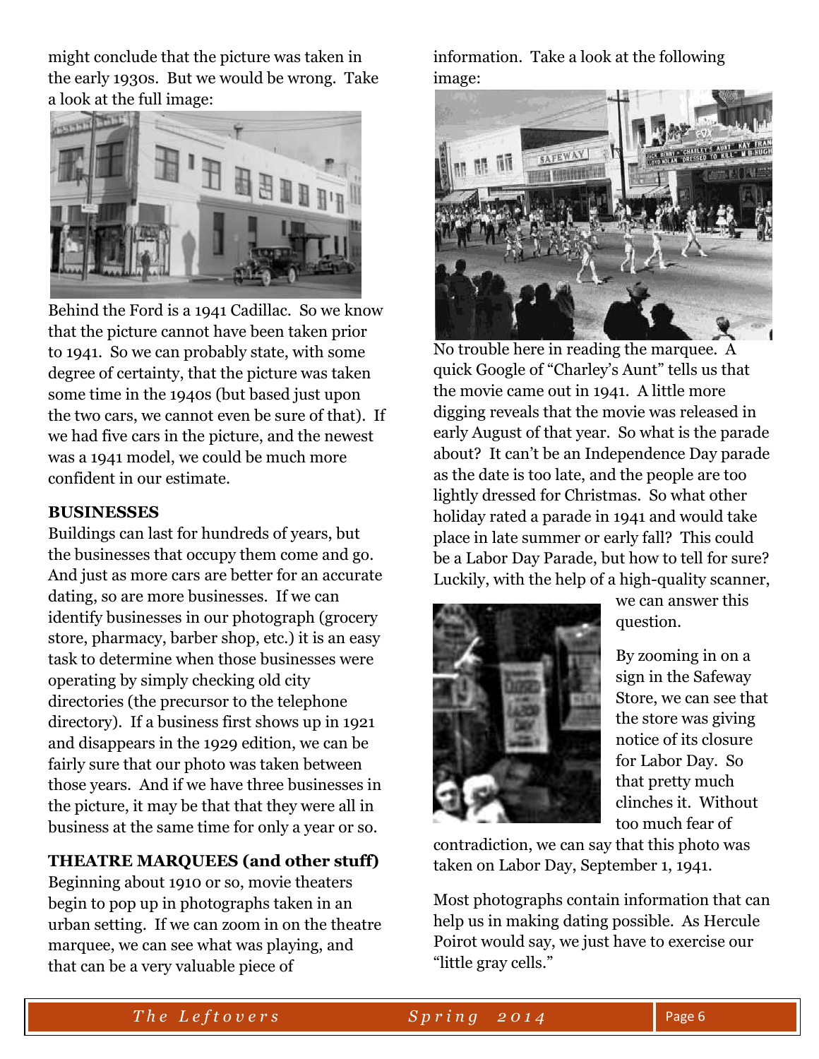might conclude that the picture was taken in the early 1930s. But we would be wrong. Take a look at the full image:

Behind the Ford is a 1941 Cadillac. So we know that the picture cannot have been taken prior to 1941. So we can probably state, with some degree of certainty, that the picture was taken some time in the 1940s (but based just upon the two cars, we cannot even be sure of that). If we had five cars in the picture, and the newest was a 1941 model, we could be much more confident in our estimate.

**BUSINESSES**

Buildings can last for hundreds of years, but the businesses that occupy them come and go. And just as more cars are better for an accurate dating, so are more businesses. If we can identify businesses in our photograph (grocery store, pharmacy, barber shop, etc.) it is an easy task to determine when those businesses were operating by simply checking old city directories (the precursor to the telephone directory). If a business first shows up in 1921 and disappears in the 1929 edition, we can be fairly sure that our photo was taken between those years. And if we have three businesses in the picture, it may be that that they were all in business at the same time for only a year or so.

**THEATRE MARQUEES (and other stuff)**

Beginning about 1910 or so, movie theaters begin to pop up in photographs taken in an urban setting. If we can zoom in on the theatre marquee, we can see what was playing, and that can be a very valuable piece of information. Take a look at the following image:

No trouble here in reading the marquee. A quick Google of "Charley's Aunt" tells us that the movie came out in 1941. A little more digging reveals that the movie was released in early August of that year. So what is the parade about? It can't be an Independence Day parade as the date is too late, and the people are too lightly dressed for Christmas. So what other holiday rated a parade in 1941 and would take place in late summer or early fall? This could be a Labor Day Parade, but how to tell for sure? Luckily, with the help of a high-quality scanner, we can answer this question.

By zooming in on a sign in the Safeway Store, we can see that the store was giving notice of its closure for Labor Day. So that pretty much clinches it. Without too much fear of contradiction, we can say that this photo was taken on Labor Day, September 1, 1941.

Most photographs contain information that can help us in making dating possible. As Hercule Poirot would say, we just have to exercise our "little gray cells."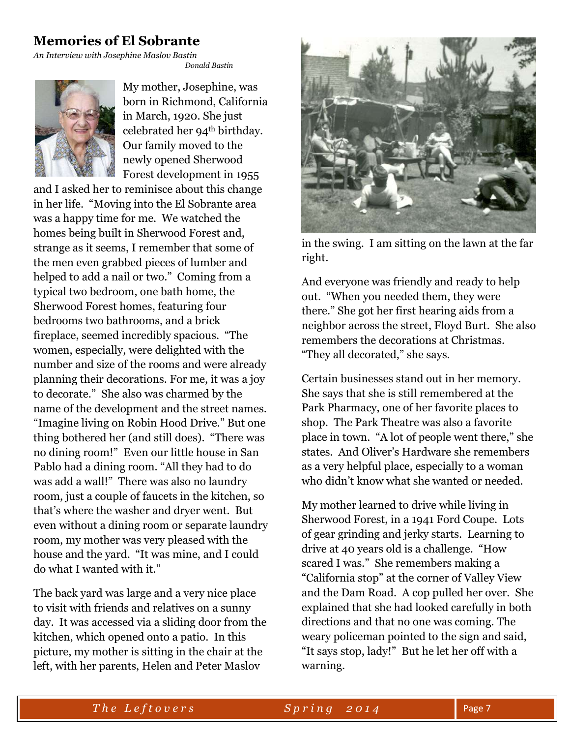## Memories of El Sobrante

*An Interview with Josephine Maslov Bastin*

*Donald Bastin*

My mother, Josephine, was born in Richmond, California in March, 1920. She just celebrated her 94th birthday. Our family moved to the newly opened Sherwood Forest development in 1955 and I asked her to reminisce about this change in her life. "Moving into the El Sobrante area was a happy time for me. We watched the homes being built in Sherwood Forest and, strange as it seems, I remember that some of the men even grabbed pieces of lumber and helped to add a nail or two." Coming from a typical two bedroom, one bath home, the Sherwood Forest homes, featuring four bedrooms two bathrooms, and a brick fireplace, seemed incredibly spacious. "The women, especially, were delighted with the number and size of the rooms and were already planning their decorations. For me, it was a joy to decorate." She also was charmed by the name of the development and the street names. "Imagine living on Robin Hood Drive." But one thing bothered her (and still does). "There was no dining room!" Even our little house in San Pablo had a dining room. "All they had to do was add a wall!" There was also no laundry room, just a couple of faucets in the kitchen, so that's where the washer and dryer went. But even without a dining room or separate laundry room, my mother was very pleased with the house and the yard. "It was mine, and I could do what I wanted with it."

The back yard was large and a very nice place to visit with friends and relatives on a sunny day. It was accessed via a sliding door from the kitchen, which opened onto a patio. In this picture, my mother is sitting in the chair at the left, with her parents, Helen and Peter Maslov in the swing. I am sitting on the lawn at the far right.

And everyone was friendly and ready to help out. "When you needed them, they were there." She got her first hearing aids from a neighbor across the street, Floyd Burt. She also remembers the decorations at Christmas. "They all decorated," she says.

Certain businesses stand out in her memory. She says that she is still remembered at the Park Pharmacy, one of her favorite places to shop. The Park Theatre was also a favorite place in town. "A lot of people went there," she states. And Oliver's Hardware she remembers as a very helpful place, especially to a woman who didn't know what she wanted or needed.

My mother learned to drive while living in Sherwood Forest, in a 1941 Ford Coupe. Lots of gear grinding and jerky starts. Learning to drive at 40 years old is a challenge. "How scared I was." She remembers making a "California stop" at the corner of Valley View and the Dam Road. A cop pulled her over. She explained that she had looked carefully in both directions and that no one was coming. The weary policeman pointed to the sign and said, "It says stop, lady!" But he let her off with a warning.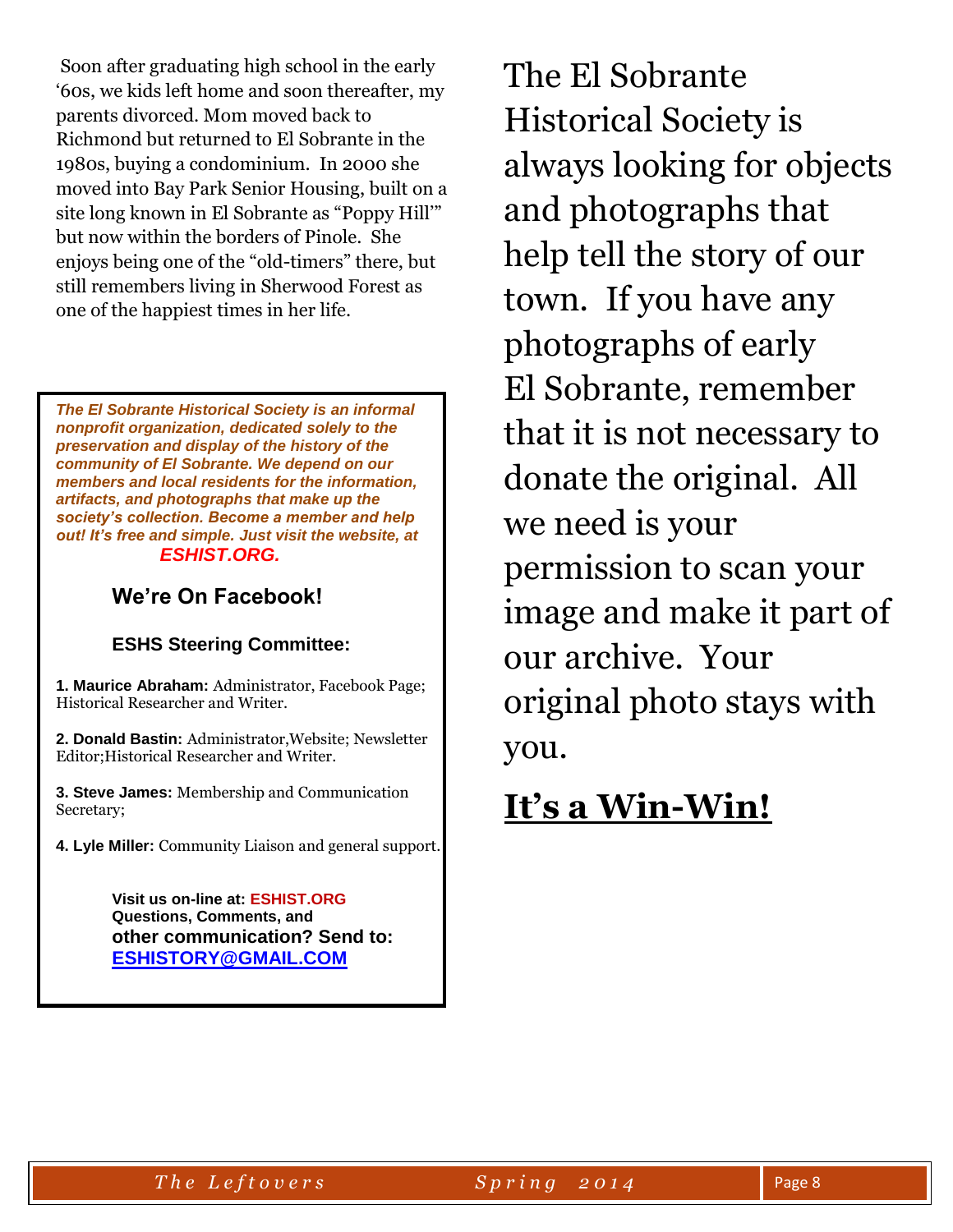Soon after graduating high school in the early '60s, we kids left home and soon thereafter, my parents divorced. Mom moved back to Richmond but returned to El Sobrante in the 1980s, buying a condominium. In 2000 she moved into Bay Park Senior Housing, built on a site long known in El Sobrante as "Poppy Hill'" but now within the borders of Pinole. She enjoys being one of the "old-timers" there, but still remembers living in Sherwood Forest as one of the happiest times in her life.

***The El Sobrante Historical Society is an informal nonprofit organization, dedicated solely to the preservation and display of the history of the community of El Sobrante. We depend on our members and local residents for the information, artifacts, and photographs that make up the society's collection. Become a member and help out! It's free and simple. Just visit the website, at ESHIST.ORG.***

**We're On Facebook!**

**ESHS Steering Committee:**

1. **Maurice Abraham:** Administrator, Facebook Page; Historical Researcher and Writer.

2. **Donald Bastin:** Administrator,Website; Newsletter Editor;Historical Researcher and Writer.

3. **Steve James:** Membership and Communication Secretary;

4. **Lyle Miller:** Community Liaison and general support.

**Visit us on-line at: ESHIST.ORG**
**Questions, Comments, and other communication? Send to: ESHISTORY@GMAIL.COM**

The El Sobrante Historical Society is always looking for objects and photographs that help tell the story of our town. If you have any photographs of early El Sobrante, remember that it is not necessary to donate the original. All we need is your permission to scan your image and make it part of our archive. Your original photo stays with you.

**It's a Win-Win!**